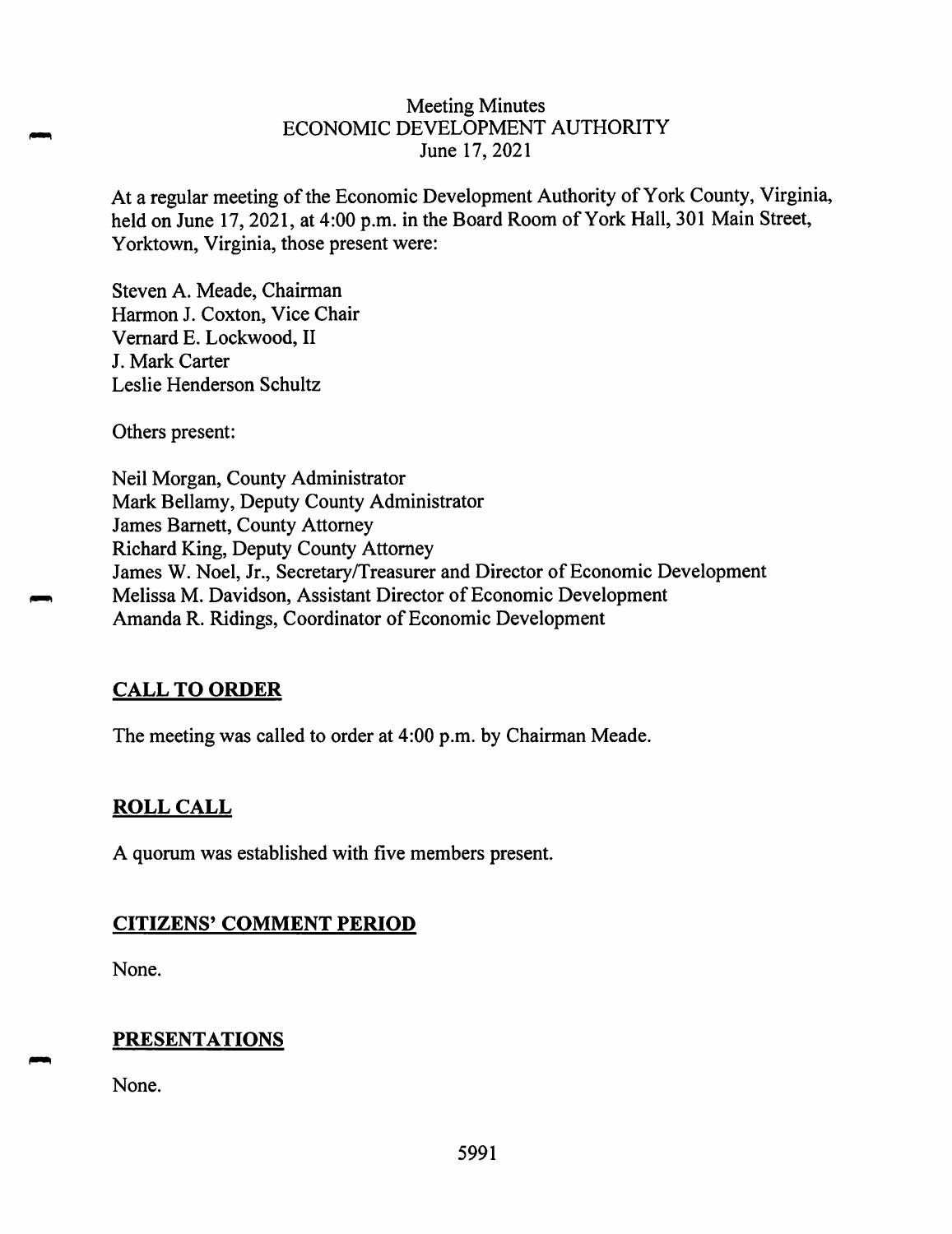# Meeting Minutes
# ECONOMIC DEVELOPMENT AUTHORITY
# June 17, 2021

At a regular meeting of the Economic Development Authority of York County, Virginia, held on June 17, 2021, at 4:00 p.m. in the Board Room of York Hall, 301 Main Street, Yorktown, Virginia, those present were:

Steven A. Meade, Chairman
Harmon J. Coxton, Vice Chair
Vernard E. Lockwood, II
J. Mark Carter
Leslie Henderson Schultz

Others present:

Neil Morgan, County Administrator
Mark Bellamy, Deputy County Administrator
James Barnett, County Attorney
Richard King, Deputy County Attorney
James W. Noel, Jr., Secretary/Treasurer and Director of Economic Development
Melissa M. Davidson, Assistant Director of Economic Development
Amanda R. Ridings, Coordinator of Economic Development

## CALL TO ORDER

The meeting was called to order at 4:00 p.m. by Chairman Meade.

## ROLL CALL

A quorum was established with five members present.

## CITIZENS' COMMENT PERIOD

None.

## PRESENTATIONS

None.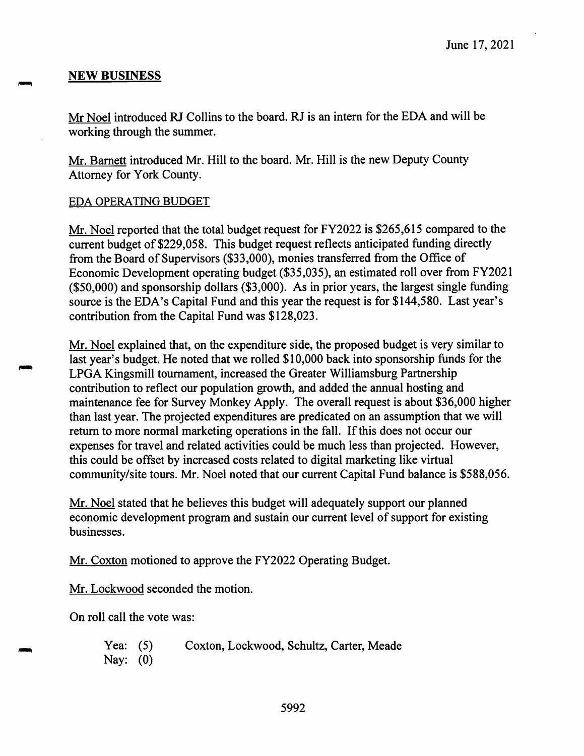June 17, 2021

## NEW BUSINESS

<u>Mr Noel</u> introduced RJ Collins to the board. RJ is an intern for the EDA and will be working through the summer.

<u>Mr. Barnett</u> introduced Mr. Hill to the board. Mr. Hill is the new Deputy County Attorney for York County.

### EDA OPERATING BUDGET

<u>Mr. Noel</u> reported that the total budget request for FY2022 is $265,615 compared to the current budget of $229,058. This budget request reflects anticipated funding directly from the Board of Supervisors ($33,000), monies transferred from the Office of Economic Development operating budget ($35,035), an estimated roll over from FY2021 ($50,000) and sponsorship dollars ($3,000). As in prior years, the largest single funding source is the EDA's Capital Fund and this year the request is for $144,580. Last year's contribution from the Capital Fund was $128,023.

<u>Mr. Noel</u> explained that, on the expenditure side, the proposed budget is very similar to last year's budget. He noted that we rolled $10,000 back into sponsorship funds for the LPGA Kingsmill tournament, increased the Greater Williamsburg Partnership contribution to reflect our population growth, and added the annual hosting and maintenance fee for Survey Monkey Apply. The overall request is about $36,000 higher than last year. The projected expenditures are predicated on an assumption that we will return to more normal marketing operations in the fall. If this does not occur our expenses for travel and related activities could be much less than projected. However, this could be offset by increased costs related to digital marketing like virtual community/site tours. Mr. Noel noted that our current Capital Fund balance is $588,056.

<u>Mr. Noel</u> stated that he believes this budget will adequately support our planned economic development program and sustain our current level of support for existing businesses.

<u>Mr. Coxton</u> motioned to approve the FY2022 Operating Budget.

<u>Mr. Lockwood</u> seconded the motion.

On roll call the vote was:

Yea: (5) Coxton, Lockwood, Schultz, Carter, Meade
Nay: (0)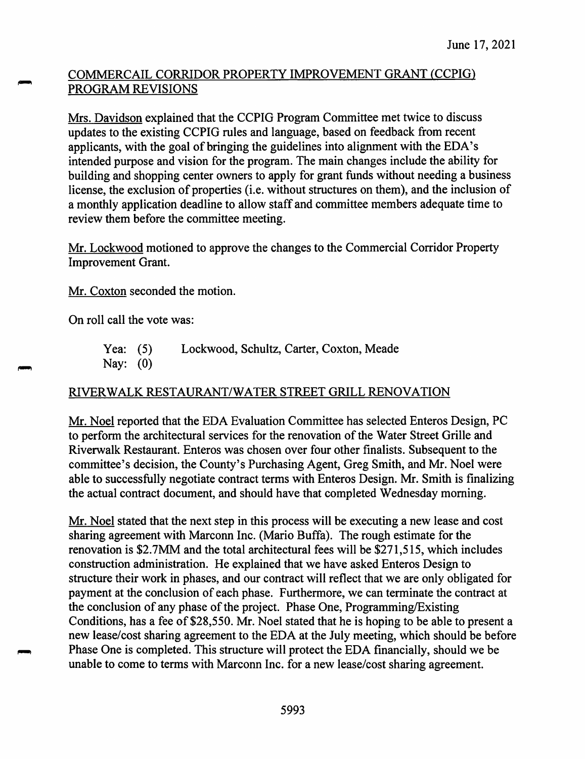June 17, 2021

## COMMERCAIL CORRIDOR PROPERTY IMPROVEMENT GRANT (CCPIG) PROGRAM REVISIONS

Mrs. Davidson explained that the CCPIG Program Committee met twice to discuss updates to the existing CCPIG rules and language, based on feedback from recent applicants, with the goal of bringing the guidelines into alignment with the EDA's intended purpose and vision for the program. The main changes include the ability for building and shopping center owners to apply for grant funds without needing a business license, the exclusion of properties (i.e. without structures on them), and the inclusion of a monthly application deadline to allow staff and committee members adequate time to review them before the committee meeting.

Mr. Lockwood motioned to approve the changes to the Commercial Corridor Property Improvement Grant.

Mr. Coxton seconded the motion.

On roll call the vote was:

Yea: (5) Lockwood, Schultz, Carter, Coxton, Meade
Nay: (0)

## RIVERWALK RESTAURANT/WATER STREET GRILL RENOVATION

Mr. Noel reported that the EDA Evaluation Committee has selected Enteros Design, PC to perform the architectural services for the renovation of the Water Street Grille and Riverwalk Restaurant. Enteros was chosen over four other finalists. Subsequent to the committee's decision, the County's Purchasing Agent, Greg Smith, and Mr. Noel were able to successfully negotiate contract terms with Enteros Design. Mr. Smith is finalizing the actual contract document, and should have that completed Wednesday morning.

Mr. Noel stated that the next step in this process will be executing a new lease and cost sharing agreement with Marconn Inc. (Mario Buffa). The rough estimate for the renovation is $2.7MM and the total architectural fees will be $271,515, which includes construction administration. He explained that we have asked Enteros Design to structure their work in phases, and our contract will reflect that we are only obligated for payment at the conclusion of each phase. Furthermore, we can terminate the contract at the conclusion of any phase of the project. Phase One, Programming/Existing Conditions, has a fee of $28,550. Mr. Noel stated that he is hoping to be able to present a new lease/cost sharing agreement to the EDA at the July meeting, which should be before Phase One is completed. This structure will protect the EDA financially, should we be unable to come to terms with Marconn Inc. for a new lease/cost sharing agreement.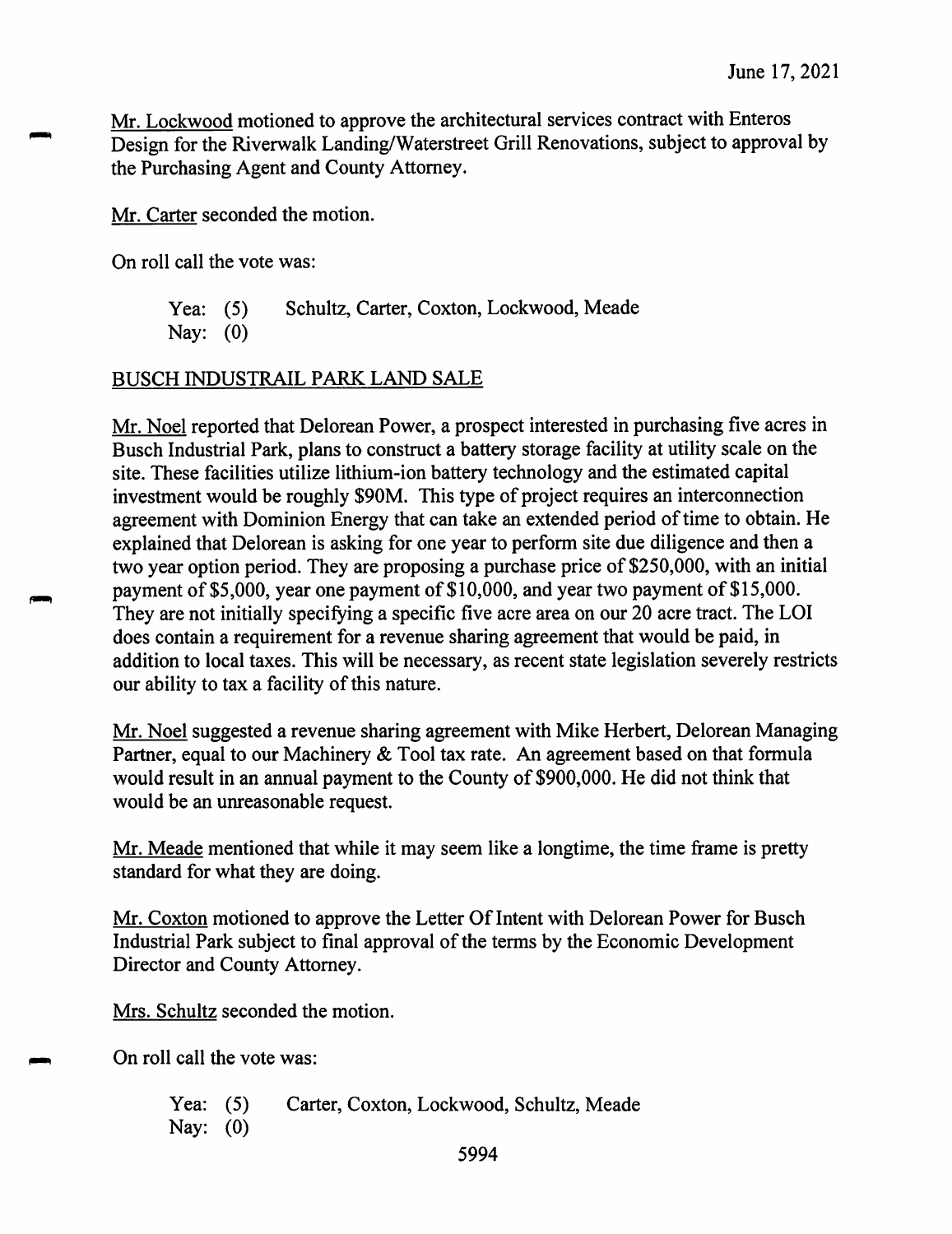Mr. Lockwood motioned to approve the architectural services contract with Enteros Design for the Riverwalk Landing/Waterstreet Grill Renovations, subject to approval by the Purchasing Agent and County Attorney.

Mr. Carter seconded the motion.

On roll call the vote was:

Yea: (5) Schultz, Carter, Coxton, Lockwood, Meade
Nay: (0)

BUSCH INDUSTRAIL PARK LAND SALE

Mr. Noel reported that Delorean Power, a prospect interested in purchasing five acres in Busch Industrial Park, plans to construct a battery storage facility at utility scale on the site. These facilities utilize lithium-ion battery technology and the estimated capital investment would be roughly $90M. This type of project requires an interconnection agreement with Dominion Energy that can take an extended period of time to obtain. He explained that Delorean is asking for one year to perform site due diligence and then a two year option period. They are proposing a purchase price of $250,000, with an initial payment of $5,000, year one payment of $10,000, and year two payment of $15,000. They are not initially specifying a specific five acre area on our 20 acre tract. The LOI does contain a requirement for a revenue sharing agreement that would be paid, in addition to local taxes. This will be necessary, as recent state legislation severely restricts our ability to tax a facility of this nature.

Mr. Noel suggested a revenue sharing agreement with Mike Herbert, Delorean Managing Partner, equal to our Machinery & Tool tax rate. An agreement based on that formula would result in an annual payment to the County of $900,000. He did not think that would be an unreasonable request.

Mr. Meade mentioned that while it may seem like a longtime, the time frame is pretty standard for what they are doing.

Mr. Coxton motioned to approve the Letter Of Intent with Delorean Power for Busch Industrial Park subject to final approval of the terms by the Economic Development Director and County Attorney.

Mrs. Schultz seconded the motion.

On roll call the vote was:

Yea: (5) Carter, Coxton, Lockwood, Schultz, Meade
Nay: (0)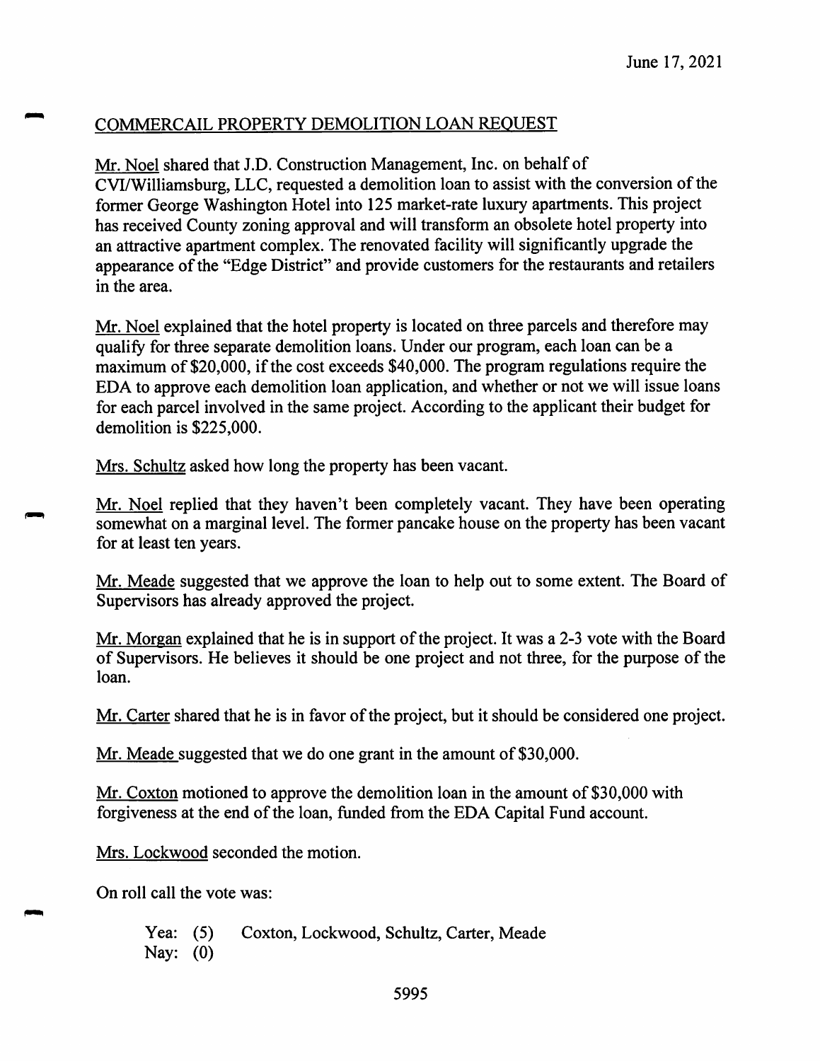June 17, 2021

## COMMERCAIL PROPERTY DEMOLITION LOAN REQUEST

Mr. Noel shared that J.D. Construction Management, Inc. on behalf of CVI/Williamsburg, LLC, requested a demolition loan to assist with the conversion of the former George Washington Hotel into 125 market-rate luxury apartments. This project has received County zoning approval and will transform an obsolete hotel property into an attractive apartment complex. The renovated facility will significantly upgrade the appearance of the "Edge District" and provide customers for the restaurants and retailers in the area.

Mr. Noel explained that the hotel property is located on three parcels and therefore may qualify for three separate demolition loans. Under our program, each loan can be a maximum of $20,000, if the cost exceeds $40,000. The program regulations require the EDA to approve each demolition loan application, and whether or not we will issue loans for each parcel involved in the same project. According to the applicant their budget for demolition is $225,000.

Mrs. Schultz asked how long the property has been vacant.

Mr. Noel replied that they haven't been completely vacant. They have been operating somewhat on a marginal level. The former pancake house on the property has been vacant for at least ten years.

Mr. Meade suggested that we approve the loan to help out to some extent. The Board of Supervisors has already approved the project.

Mr. Morgan explained that he is in support of the project. It was a 2-3 vote with the Board of Supervisors. He believes it should be one project and not three, for the purpose of the loan.

Mr. Carter shared that he is in favor of the project, but it should be considered one project.

Mr. Meade suggested that we do one grant in the amount of $30,000.

Mr. Coxton motioned to approve the demolition loan in the amount of $30,000 with forgiveness at the end of the loan, funded from the EDA Capital Fund account.

Mrs. Lockwood seconded the motion.

On roll call the vote was:

Yea: (5) Coxton, Lockwood, Schultz, Carter, Meade
Nay: (0)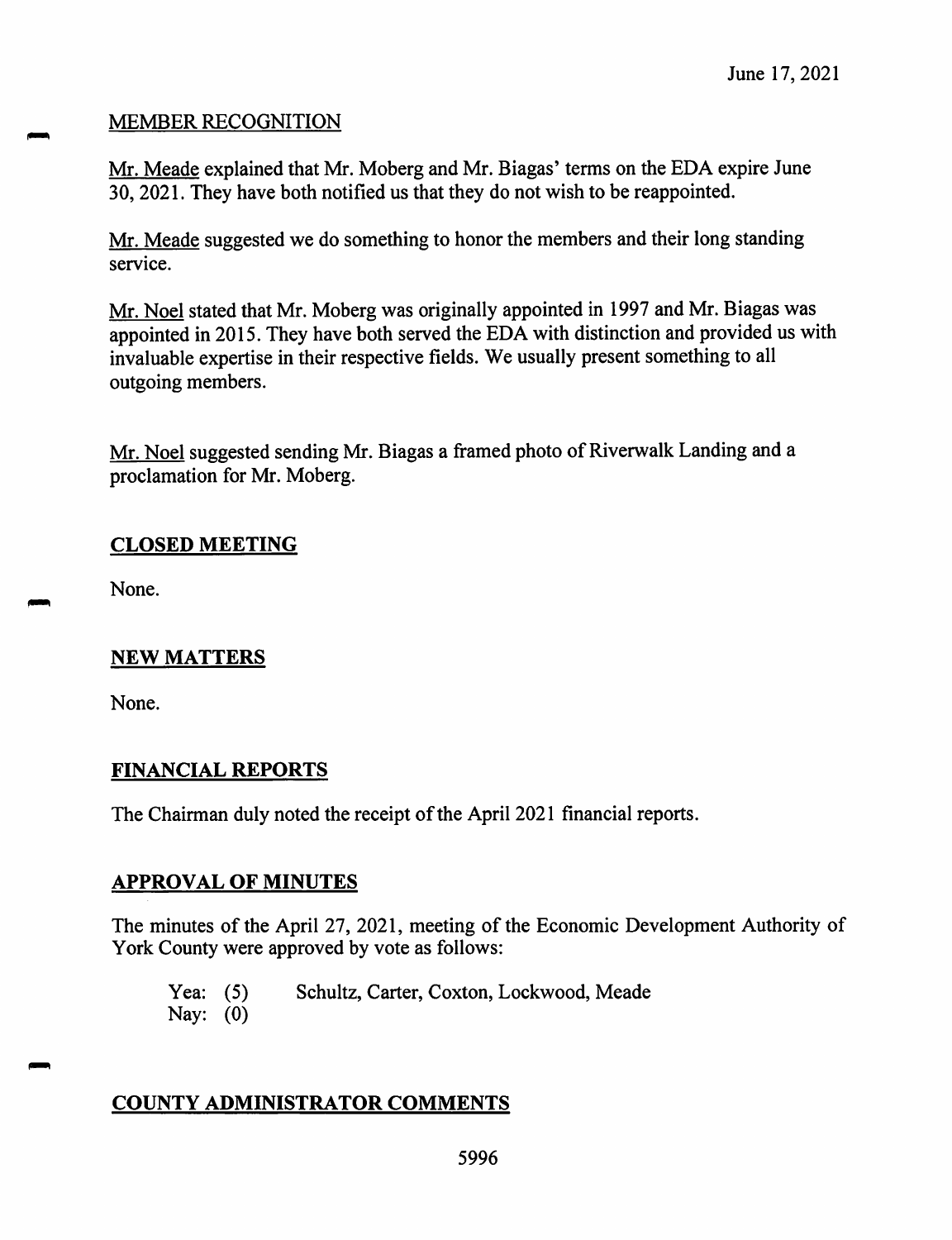June 17, 2021

## MEMBER RECOGNITION

Mr. Meade explained that Mr. Moberg and Mr. Biagas' terms on the EDA expire June 30, 2021. They have both notified us that they do not wish to be reappointed.

Mr. Meade suggested we do something to honor the members and their long standing service.

Mr. Noel stated that Mr. Moberg was originally appointed in 1997 and Mr. Biagas was appointed in 2015. They have both served the EDA with distinction and provided us with invaluable expertise in their respective fields. We usually present something to all outgoing members.

Mr. Noel suggested sending Mr. Biagas a framed photo of Riverwalk Landing and a proclamation for Mr. Moberg.

## CLOSED MEETING

None.

## NEW MATTERS

None.

## FINANCIAL REPORTS

The Chairman duly noted the receipt of the April 2021 financial reports.

## APPROVAL OF MINUTES

The minutes of the April 27, 2021, meeting of the Economic Development Authority of York County were approved by vote as follows:

Yea: (5) Schultz, Carter, Coxton, Lockwood, Meade
Nay: (0)

## COUNTY ADMINISTRATOR COMMENTS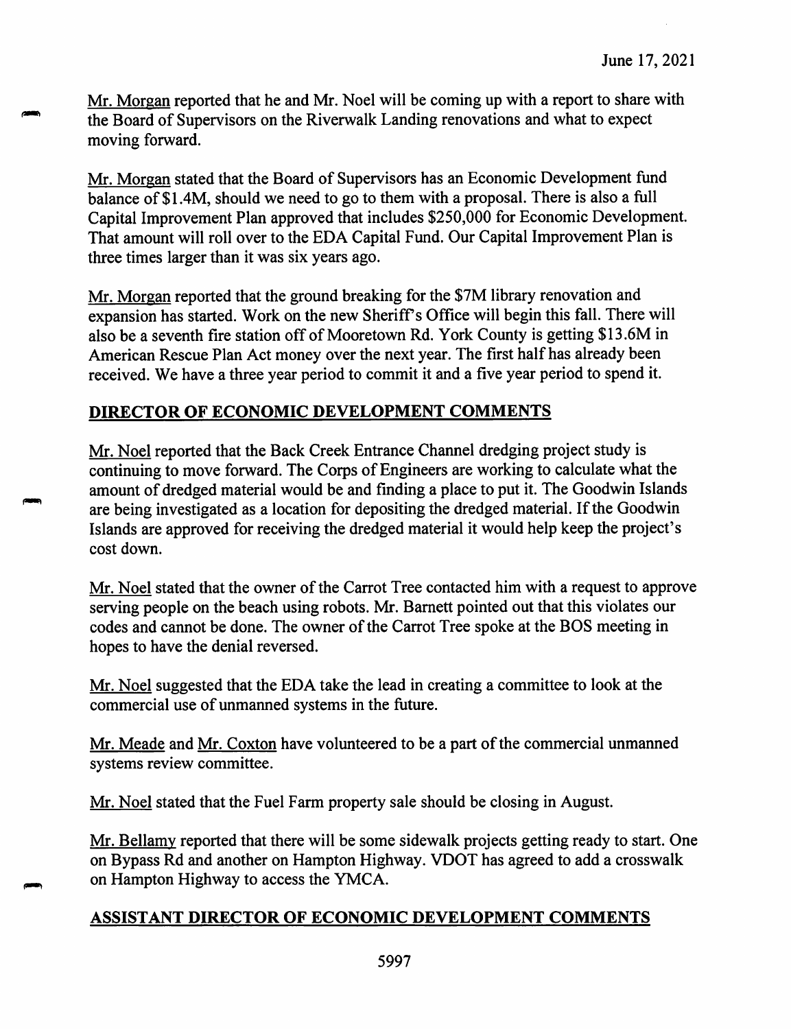Mr. Morgan reported that he and Mr. Noel will be coming up with a report to share with the Board of Supervisors on the Riverwalk Landing renovations and what to expect moving forward.

Mr. Morgan stated that the Board of Supervisors has an Economic Development fund balance of $1.4M, should we need to go to them with a proposal. There is also a full Capital Improvement Plan approved that includes $250,000 for Economic Development. That amount will roll over to the EDA Capital Fund. Our Capital Improvement Plan is three times larger than it was six years ago.

Mr. Morgan reported that the ground breaking for the $7M library renovation and expansion has started. Work on the new Sheriff's Office will begin this fall. There will also be a seventh fire station off of Mooretown Rd. York County is getting $13.6M in American Rescue Plan Act money over the next year. The first half has already been received. We have a three year period to commit it and a five year period to spend it.

## DIRECTOR OF ECONOMIC DEVELOPMENT COMMENTS

Mr. Noel reported that the Back Creek Entrance Channel dredging project study is continuing to move forward. The Corps of Engineers are working to calculate what the amount of dredged material would be and finding a place to put it. The Goodwin Islands are being investigated as a location for depositing the dredged material. If the Goodwin Islands are approved for receiving the dredged material it would help keep the project's cost down.

Mr. Noel stated that the owner of the Carrot Tree contacted him with a request to approve serving people on the beach using robots. Mr. Barnett pointed out that this violates our codes and cannot be done. The owner of the Carrot Tree spoke at the BOS meeting in hopes to have the denial reversed.

Mr. Noel suggested that the EDA take the lead in creating a committee to look at the commercial use of unmanned systems in the future.

Mr. Meade and Mr. Coxton have volunteered to be a part of the commercial unmanned systems review committee.

Mr. Noel stated that the Fuel Farm property sale should be closing in August.

Mr. Bellamy reported that there will be some sidewalk projects getting ready to start. One on Bypass Rd and another on Hampton Highway. VDOT has agreed to add a crosswalk on Hampton Highway to access the YMCA.

## ASSISTANT DIRECTOR OF ECONOMIC DEVELOPMENT COMMENTS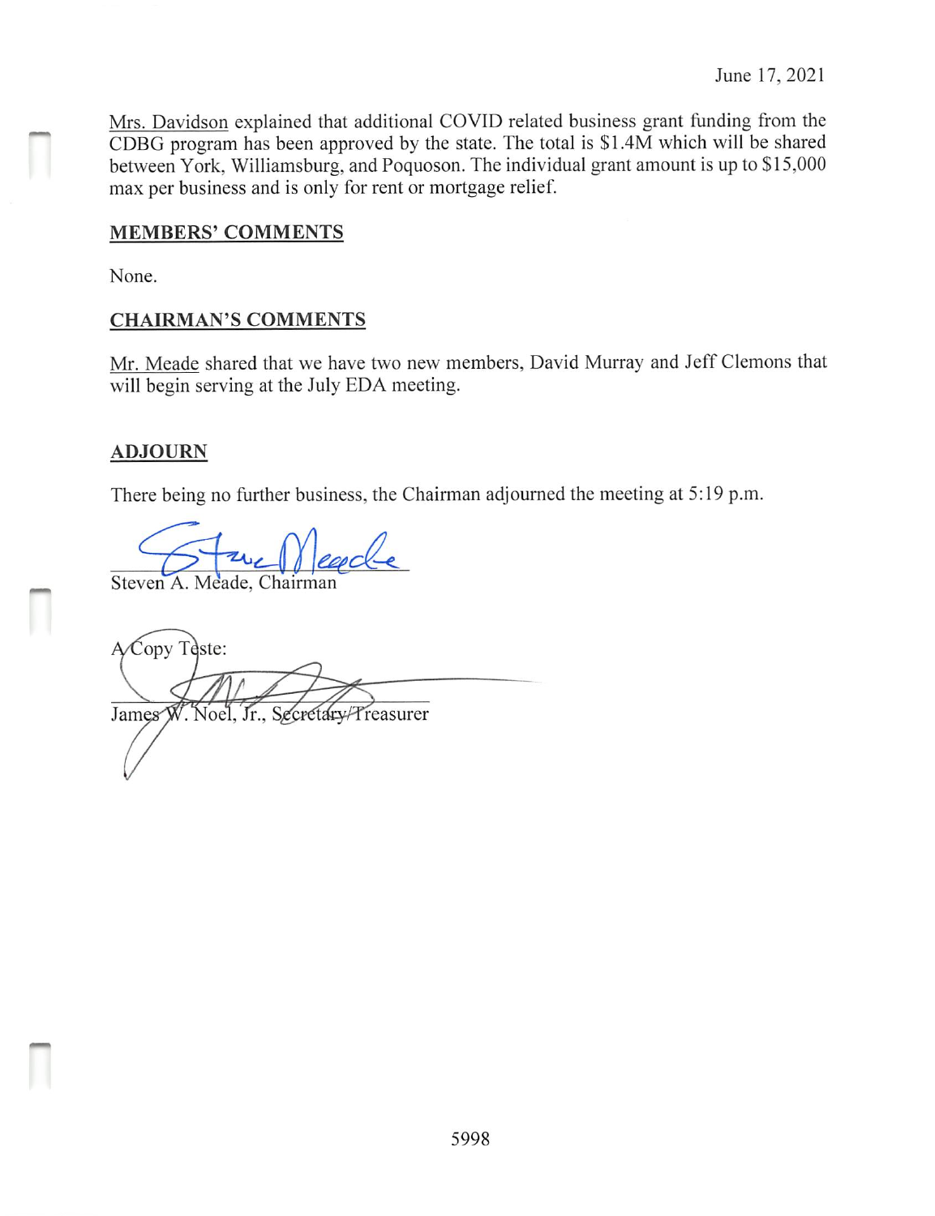June 17, 2021

Mrs. Davidson explained that additional COVID related business grant funding from the CDBG program has been approved by the state. The total is $1.4M which will be shared between York, Williamsburg, and Poquoson. The individual grant amount is up to $15,000 max per business and is only for rent or mortgage relief.

## MEMBERS' COMMENTS

None.

## CHAIRMAN'S COMMENTS

Mr. Meade shared that we have two new members, David Murray and Jeff Clemons that will begin serving at the July EDA meeting.

## ADJOURN

There being no further business, the Chairman adjourned the meeting at 5:19 p.m.

Steven A. Meade, Chairman

A Copy Teste:

James W. Noel, Jr., Secretary/Treasurer